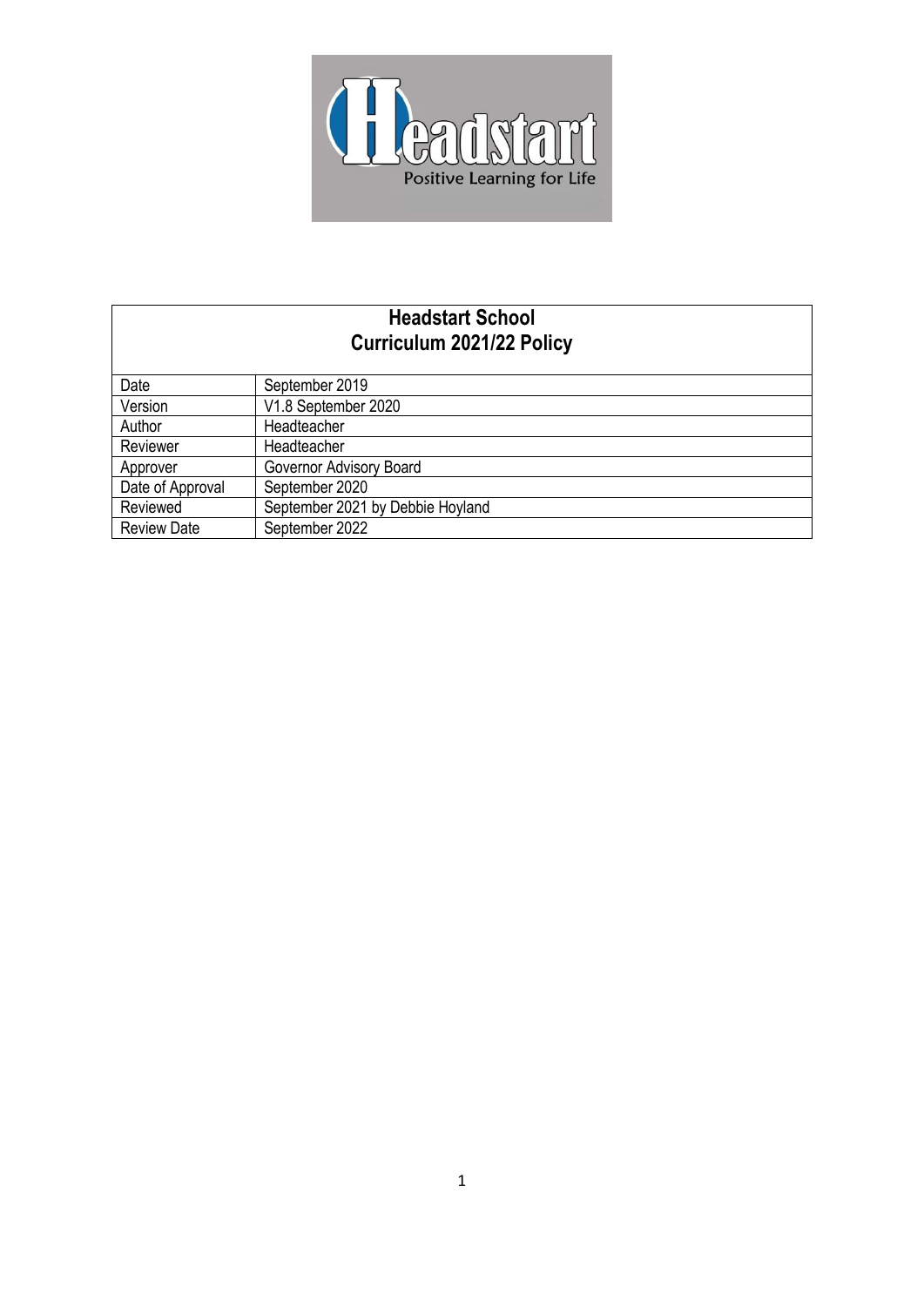# Headstart School
## Curriculum 2021/22 Policy

| Date | September 2019 |
|---|---|
| Version | V1.8 September 2020 |
| Author | Headteacher |
| Reviewer | Headteacher |
| Approver | Governor Advisory Board |
| Date of Approval | September 2020 |
| Reviewed | September 2021 by Debbie Hoyland |
| Review Date | September 2022 |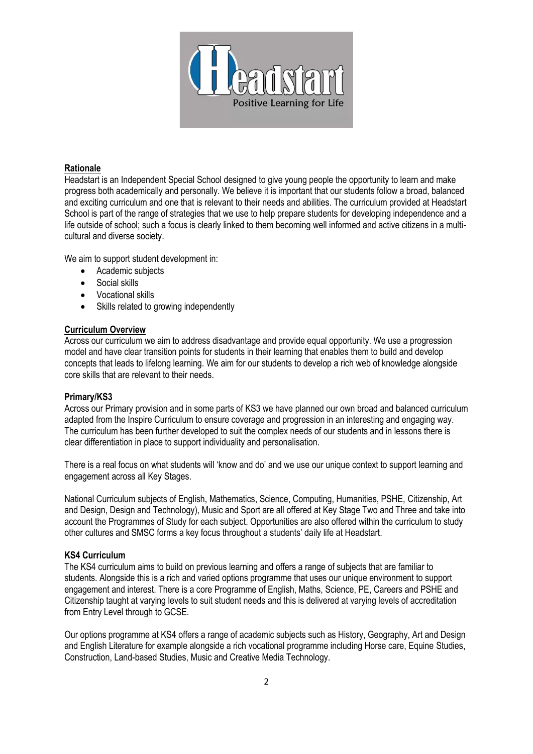## Rationale

Headstart is an Independent Special School designed to give young people the opportunity to learn and make progress both academically and personally. We believe it is important that our students follow a broad, balanced and exciting curriculum and one that is relevant to their needs and abilities. The curriculum provided at Headstart School is part of the range of strategies that we use to help prepare students for developing independence and a life outside of school; such a focus is clearly linked to them becoming well informed and active citizens in a multi-cultural and diverse society.

We aim to support student development in:

- Academic subjects
- Social skills
- Vocational skills
- Skills related to growing independently

## Curriculum Overview

Across our curriculum we aim to address disadvantage and provide equal opportunity. We use a progression model and have clear transition points for students in their learning that enables them to build and develop concepts that leads to lifelong learning. We aim for our students to develop a rich web of knowledge alongside core skills that are relevant to their needs.

### Primary/KS3

Across our Primary provision and in some parts of KS3 we have planned our own broad and balanced curriculum adapted from the Inspire Curriculum to ensure coverage and progression in an interesting and engaging way. The curriculum has been further developed to suit the complex needs of our students and in lessons there is clear differentiation in place to support individuality and personalisation.

There is a real focus on what students will 'know and do' and we use our unique context to support learning and engagement across all Key Stages.

National Curriculum subjects of English, Mathematics, Science, Computing, Humanities, PSHE, Citizenship, Art and Design, Design and Technology), Music and Sport are all offered at Key Stage Two and Three and take into account the Programmes of Study for each subject. Opportunities are also offered within the curriculum to study other cultures and SMSC forms a key focus throughout a students' daily life at Headstart.

### KS4 Curriculum

The KS4 curriculum aims to build on previous learning and offers a range of subjects that are familiar to students. Alongside this is a rich and varied options programme that uses our unique environment to support engagement and interest. There is a core Programme of English, Maths, Science, PE, Careers and PSHE and Citizenship taught at varying levels to suit student needs and this is delivered at varying levels of accreditation from Entry Level through to GCSE.

Our options programme at KS4 offers a range of academic subjects such as History, Geography, Art and Design and English Literature for example alongside a rich vocational programme including Horse care, Equine Studies, Construction, Land-based Studies, Music and Creative Media Technology.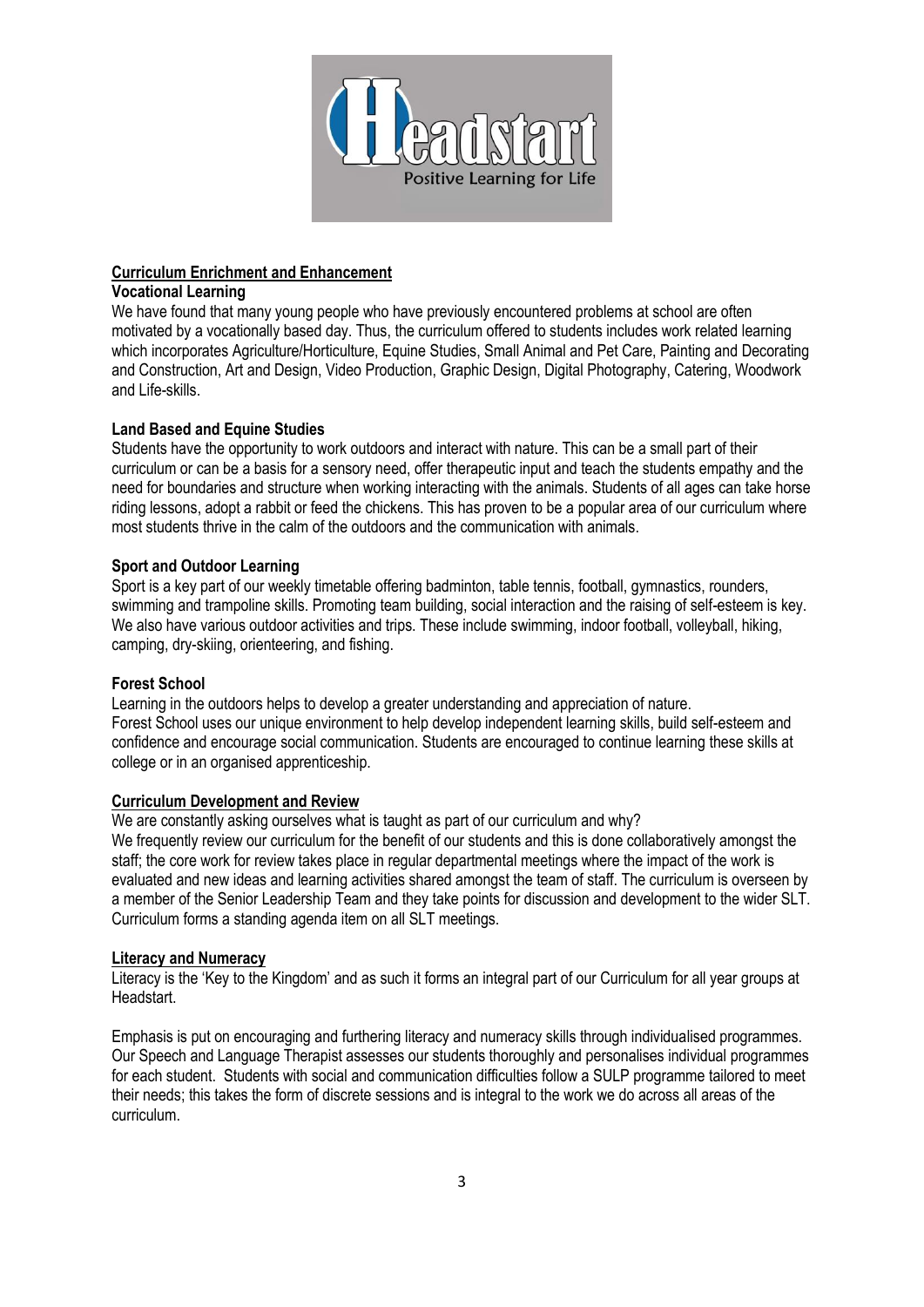## Curriculum Enrichment and Enhancement

### Vocational Learning

We have found that many young people who have previously encountered problems at school are often motivated by a vocationally based day. Thus, the curriculum offered to students includes work related learning which incorporates Agriculture/Horticulture, Equine Studies, Small Animal and Pet Care, Painting and Decorating and Construction, Art and Design, Video Production, Graphic Design, Digital Photography, Catering, Woodwork and Life-skills.

### Land Based and Equine Studies

Students have the opportunity to work outdoors and interact with nature. This can be a small part of their curriculum or can be a basis for a sensory need, offer therapeutic input and teach the students empathy and the need for boundaries and structure when working interacting with the animals. Students of all ages can take horse riding lessons, adopt a rabbit or feed the chickens. This has proven to be a popular area of our curriculum where most students thrive in the calm of the outdoors and the communication with animals.

### Sport and Outdoor Learning

Sport is a key part of our weekly timetable offering badminton, table tennis, football, gymnastics, rounders, swimming and trampoline skills. Promoting team building, social interaction and the raising of self-esteem is key. We also have various outdoor activities and trips. These include swimming, indoor football, volleyball, hiking, camping, dry-skiing, orienteering, and fishing.

### Forest School

Learning in the outdoors helps to develop a greater understanding and appreciation of nature.
Forest School uses our unique environment to help develop independent learning skills, build self-esteem and confidence and encourage social communication. Students are encouraged to continue learning these skills at college or in an organised apprenticeship.

## Curriculum Development and Review

We are constantly asking ourselves what is taught as part of our curriculum and why?
We frequently review our curriculum for the benefit of our students and this is done collaboratively amongst the staff; the core work for review takes place in regular departmental meetings where the impact of the work is evaluated and new ideas and learning activities shared amongst the team of staff. The curriculum is overseen by a member of the Senior Leadership Team and they take points for discussion and development to the wider SLT. Curriculum forms a standing agenda item on all SLT meetings.

## Literacy and Numeracy

Literacy is the 'Key to the Kingdom' and as such it forms an integral part of our Curriculum for all year groups at Headstart.

Emphasis is put on encouraging and furthering literacy and numeracy skills through individualised programmes. Our Speech and Language Therapist assesses our students thoroughly and personalises individual programmes for each student. Students with social and communication difficulties follow a SULP programme tailored to meet their needs; this takes the form of discrete sessions and is integral to the work we do across all areas of the curriculum.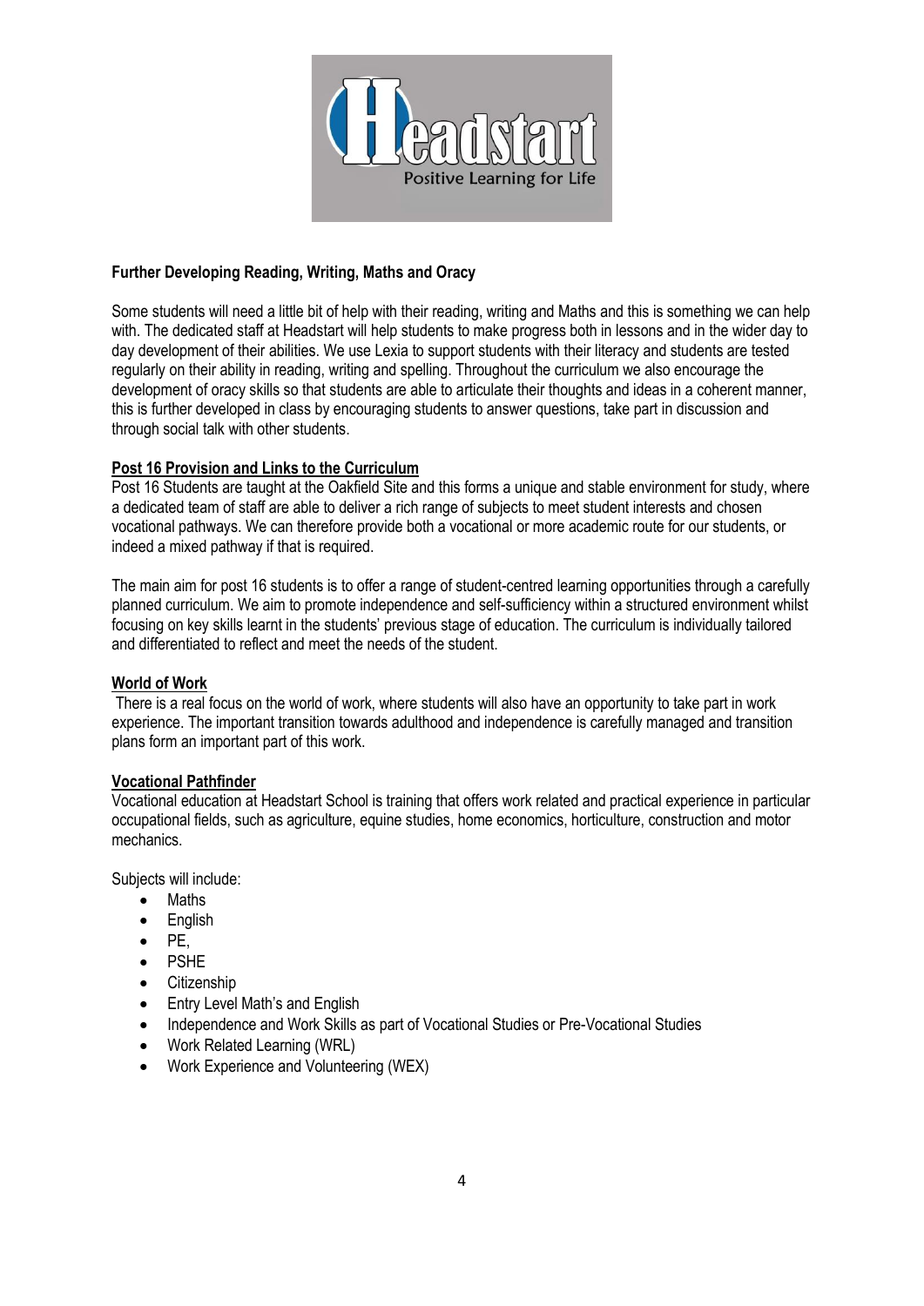**Further Developing Reading, Writing, Maths and Oracy**

Some students will need a little bit of help with their reading, writing and Maths and this is something we can help with. The dedicated staff at Headstart will help students to make progress both in lessons and in the wider day to day development of their abilities. We use Lexia to support students with their literacy and students are tested regularly on their ability in reading, writing and spelling. Throughout the curriculum we also encourage the development of oracy skills so that students are able to articulate their thoughts and ideas in a coherent manner, this is further developed in class by encouraging students to answer questions, take part in discussion and through social talk with other students.

**Post 16 Provision and Links to the Curriculum**

Post 16 Students are taught at the Oakfield Site and this forms a unique and stable environment for study, where a dedicated team of staff are able to deliver a rich range of subjects to meet student interests and chosen vocational pathways. We can therefore provide both a vocational or more academic route for our students, or indeed a mixed pathway if that is required.

The main aim for post 16 students is to offer a range of student-centred learning opportunities through a carefully planned curriculum. We aim to promote independence and self-sufficiency within a structured environment whilst focusing on key skills learnt in the students' previous stage of education. The curriculum is individually tailored and differentiated to reflect and meet the needs of the student.

**World of Work**

There is a real focus on the world of work, where students will also have an opportunity to take part in work experience. The important transition towards adulthood and independence is carefully managed and transition plans form an important part of this work.

**Vocational Pathfinder**

Vocational education at Headstart School is training that offers work related and practical experience in particular occupational fields, such as agriculture, equine studies, home economics, horticulture, construction and motor mechanics.

Subjects will include:

- Maths
- English
- PE,
- PSHE
- Citizenship
- Entry Level Math's and English
- Independence and Work Skills as part of Vocational Studies or Pre-Vocational Studies
- Work Related Learning (WRL)
- Work Experience and Volunteering (WEX)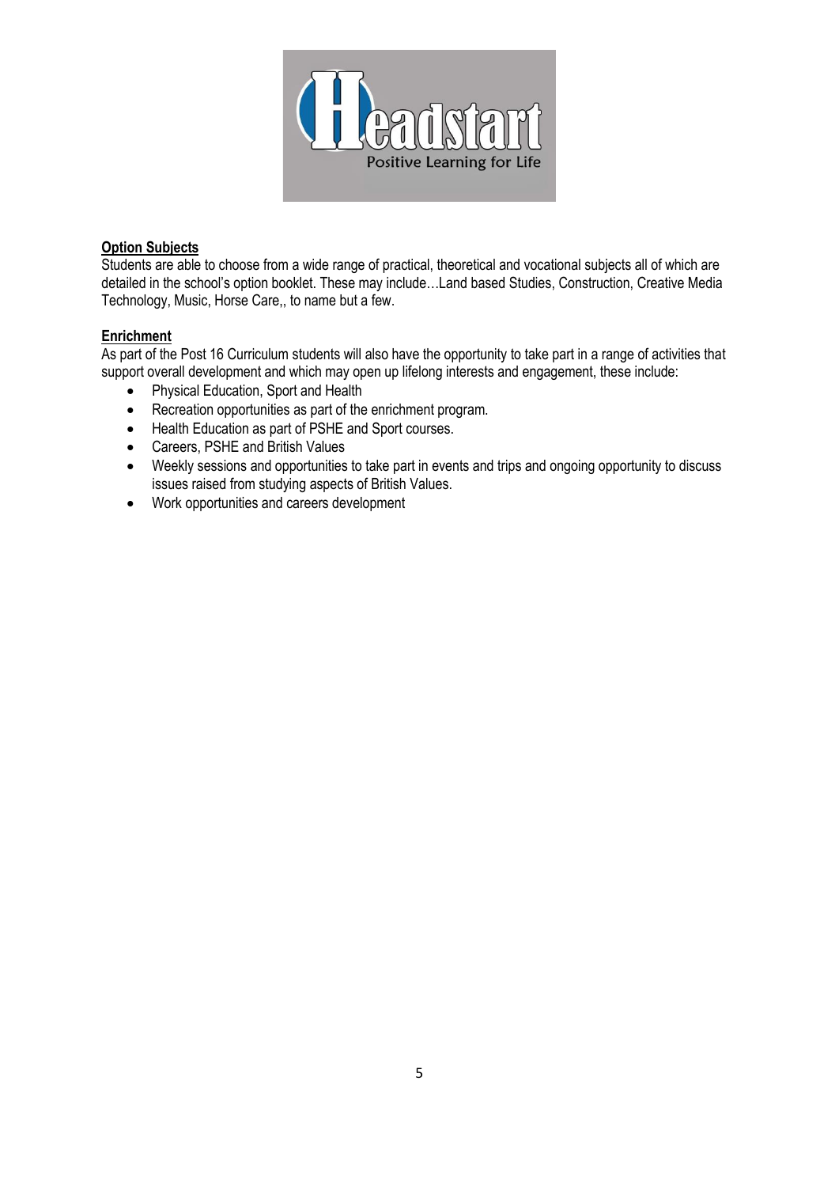**Option Subjects**

Students are able to choose from a wide range of practical, theoretical and vocational subjects all of which are detailed in the school's option booklet. These may include…Land based Studies, Construction, Creative Media Technology, Music, Horse Care,, to name but a few.

**Enrichment**

As part of the Post 16 Curriculum students will also have the opportunity to take part in a range of activities that support overall development and which may open up lifelong interests and engagement, these include:

- Physical Education, Sport and Health
- Recreation opportunities as part of the enrichment program.
- Health Education as part of PSHE and Sport courses.
- Careers, PSHE and British Values
- Weekly sessions and opportunities to take part in events and trips and ongoing opportunity to discuss issues raised from studying aspects of British Values.
- Work opportunities and careers development